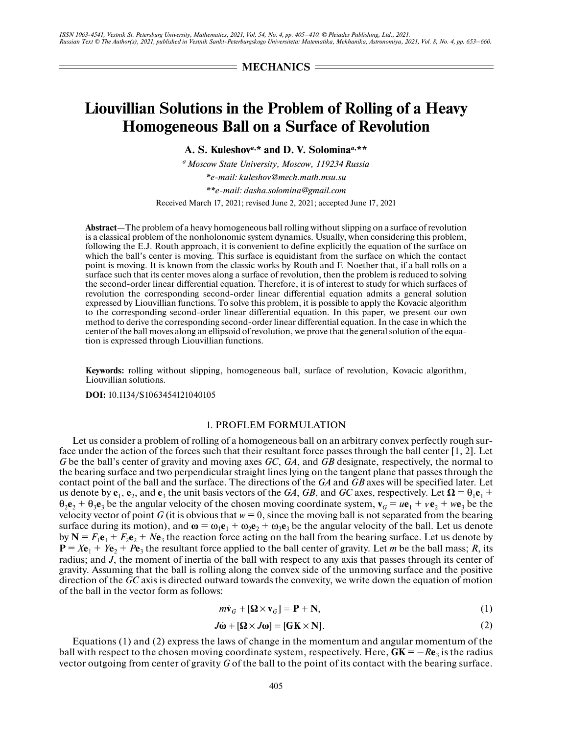# MECHANICS

# Liouvillian Solutions in the Problem of Rolling of a Heavy Homogeneous Ball on a Surface of Revolution

**A. S. Kuleshov[a,*] and D. V. Solomina[a,**]**

[a] *Moscow State University, Moscow, 119234 Russia*

*\*e-mail: kuleshov@mech.math.msu.su*

*\*\*e-mail: dasha.solomina@gmail.com*

Received March 17, 2021; revised June 2, 2021; accepted June 17, 2021

**Abstract**—The problem of a heavy homogeneous ball rolling without slipping on a surface of revolution is a classical problem of the nonholonomic system dynamics. Usually, when considering this problem, following the E.J. Routh approach, it is convenient to define explicitly the equation of the surface on which the ball's center is moving. This surface is equidistant from the surface on which the contact point is moving. It is known from the classic works by Routh and F. Noether that, if a ball rolls on a surface such that its center moves along a surface of revolution, then the problem is reduced to solving the second-order linear differential equation. Therefore, it is of interest to study for which surfaces of revolution the corresponding second-order linear differential equation admits a general solution expressed by Liouvillian functions. To solve this problem, it is possible to apply the Kovacic algorithm to the corresponding second-order linear differential equation. In this paper, we present our own method to derive the corresponding second-order linear differential equation. In the case in which the center of the ball moves along an ellipsoid of revolution, we prove that the general solution of the equation is expressed through Liouvillian functions.

**Keywords:** rolling without slipping, homogeneous ball, surface of revolution, Kovacic algorithm, Liouvillian solutions.

**DOI:** 10.1134/S1063454121040105

## 1. PROFLEM FORMULATION

Let us consider a problem of rolling of a homogeneous ball on an arbitrary convex perfectly rough surface under the action of the forces such that their resultant force passes through the ball center [1, 2]. Let $G$ be the ball's center of gravity and moving axes $GC$, $GA$, and $GB$ designate, respectively, the normal to the bearing surface and two perpendicular straight lines lying on the tangent plane that passes through the contact point of the ball and the surface. The directions of the $GA$ and $GB$ axes will be specified later. Let us denote by $\mathbf{e}_1$, $\mathbf{e}_2$, and $\mathbf{e}_3$ the unit basis vectors of the $GA$, $GB$, and $GC$ axes, respectively. Let $\mathbf{\Omega} = \theta_1\mathbf{e}_1 + \theta_2\mathbf{e}_2 + \theta_3\mathbf{e}_3$ be the angular velocity of the chosen moving coordinate system, $\mathbf{v}_G = u\mathbf{e}_1 + v\mathbf{e}_2 + w\mathbf{e}_3$ be the velocity vector of point $G$ (it is obvious that $w = 0$, since the moving ball is not separated from the bearing surface during its motion), and $\boldsymbol{\omega} = \omega_1\mathbf{e}_1 + \omega_2\mathbf{e}_2 + \omega_3\mathbf{e}_3$ be the angular velocity of the ball. Let us denote by $\mathbf{N} = F_1\mathbf{e}_1 + F_2\mathbf{e}_2 + N\mathbf{e}_3$ the reaction force acting on the ball from the bearing surface. Let us denote by $\mathbf{P} = X\mathbf{e}_1 + Y\mathbf{e}_2 + P\mathbf{e}_3$ the resultant force applied to the ball center of gravity. Let $m$ be the ball mass; $R$, its radius; and $J$, the moment of inertia of the ball with respect to any axis that passes through its center of gravity. Assuming that the ball is rolling along the convex side of the unmoving surface and the positive direction of the $GC$ axis is directed outward towards the convexity, we write down the equation of motion of the ball in the vector form as follows:

$$m\dot{\mathbf{v}}_G + [\mathbf{\Omega} \times \mathbf{v}_G] = \mathbf{P} + \mathbf{N}, \tag{1}$$

$$J\dot{\boldsymbol{\omega}} + [\mathbf{\Omega} \times J\boldsymbol{\omega}] = [\mathbf{GK} \times \mathbf{N}]. \tag{2}$$

Equations (1) and (2) express the laws of change in the momentum and angular momentum of the ball with respect to the chosen moving coordinate system, respectively. Here, $\mathbf{GK} = -R\mathbf{e}_3$ is the radius vector outgoing from center of gravity $G$ of the ball to the point of its contact with the bearing surface.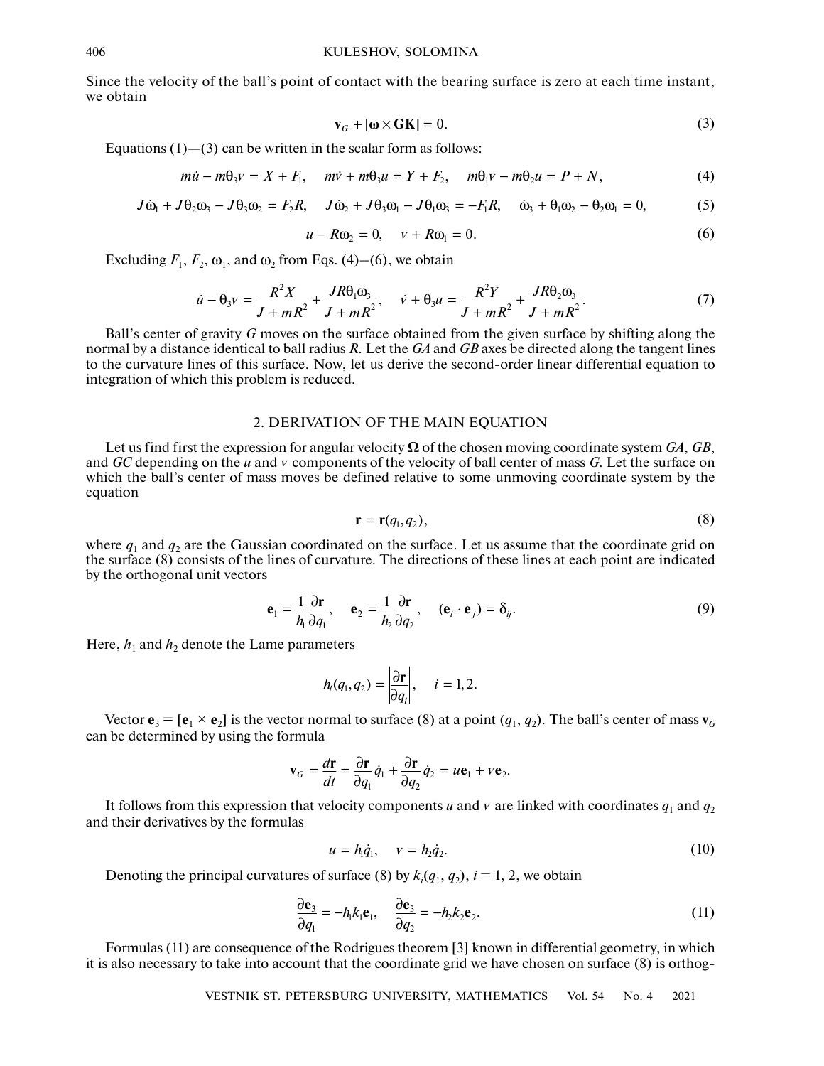Since the velocity of the ball's point of contact with the bearing surface is zero at each time instant, we obtain

$$\mathbf{v}_G + [\boldsymbol{\omega} \times \mathbf{GK}] = 0. \tag{3}$$

Equations (1)—(3) can be written in the scalar form as follows:

$$m\dot{u} - m\theta_3 v = X + F_1, \quad m\dot{v} + m\theta_3 u = Y + F_2, \quad m\theta_1 v - m\theta_2 u = P + N, \tag{4}$$

$$J\dot{\omega}_1 + J\theta_2\omega_3 - J\theta_3\omega_2 = F_2 R, \quad J\dot{\omega}_2 + J\theta_3\omega_1 - J\theta_1\omega_3 = -F_1 R, \quad \dot{\omega}_3 + \theta_1\omega_2 - \theta_2\omega_1 = 0, \tag{5}$$

$$u - R\omega_2 = 0, \quad v + R\omega_1 = 0. \tag{6}$$

Excluding $F_1$, $F_2$, $\omega_1$, and $\omega_2$ from Eqs. (4)–(6), we obtain

$$\dot{u} - \theta_3 v = \frac{R^2 X}{J + mR^2} + \frac{JR\theta_1\omega_3}{J + mR^2}, \quad \dot{v} + \theta_3 u = \frac{R^2 Y}{J + mR^2} + \frac{JR\theta_2\omega_3}{J + mR^2}. \tag{7}$$

Ball's center of gravity $G$ moves on the surface obtained from the given surface by shifting along the normal by a distance identical to ball radius $R$. Let the $GA$ and $GB$ axes be directed along the tangent lines to the curvature lines of this surface. Now, let us derive the second-order linear differential equation to integration of which this problem is reduced.

## 2. DERIVATION OF THE MAIN EQUATION

Let us find first the expression for angular velocity $\boldsymbol{\Omega}$ of the chosen moving coordinate system $GA$, $GB$, and $GC$ depending on the $u$ and $v$ components of the velocity of ball center of mass $G$. Let the surface on which the ball's center of mass moves be defined relative to some unmoving coordinate system by the equation

$$\mathbf{r} = \mathbf{r}(q_1, q_2), \tag{8}$$

where $q_1$ and $q_2$ are the Gaussian coordinated on the surface. Let us assume that the coordinate grid on the surface (8) consists of the lines of curvature. The directions of these lines at each point are indicated by the orthogonal unit vectors

$$\mathbf{e}_1 = \frac{1}{h_1}\frac{\partial \mathbf{r}}{\partial q_1}, \quad \mathbf{e}_2 = \frac{1}{h_2}\frac{\partial \mathbf{r}}{\partial q_2}, \quad (\mathbf{e}_i \cdot \mathbf{e}_j) = \delta_{ij}. \tag{9}$$

Here, $h_1$ and $h_2$ denote the Lame parameters

$$h_i(q_1, q_2) = \left|\frac{\partial \mathbf{r}}{\partial q_i}\right|, \quad i = 1, 2.$$

Vector $\mathbf{e}_3 = [\mathbf{e}_1 \times \mathbf{e}_2]$ is the vector normal to surface (8) at a point $(q_1, q_2)$. The ball's center of mass $\mathbf{v}_G$ can be determined by using the formula

$$\mathbf{v}_G = \frac{d\mathbf{r}}{dt} = \frac{\partial \mathbf{r}}{\partial q_1}\dot{q}_1 + \frac{\partial \mathbf{r}}{\partial q_2}\dot{q}_2 = u\mathbf{e}_1 + v\mathbf{e}_2.$$

It follows from this expression that velocity components $u$ and $v$ are linked with coordinates $q_1$ and $q_2$ and their derivatives by the formulas

$$u = h_1\dot{q}_1, \quad v = h_2\dot{q}_2. \tag{10}$$

Denoting the principal curvatures of surface (8) by $k_i(q_1, q_2)$, $i = 1, 2$, we obtain

$$\frac{\partial \mathbf{e}_3}{\partial q_1} = -h_1 k_1 \mathbf{e}_1, \quad \frac{\partial \mathbf{e}_3}{\partial q_2} = -h_2 k_2 \mathbf{e}_2. \tag{11}$$

Formulas (11) are consequence of the Rodrigues theorem [3] known in differential geometry, in which it is also necessary to take into account that the coordinate grid we have chosen on surface (8) is orthog-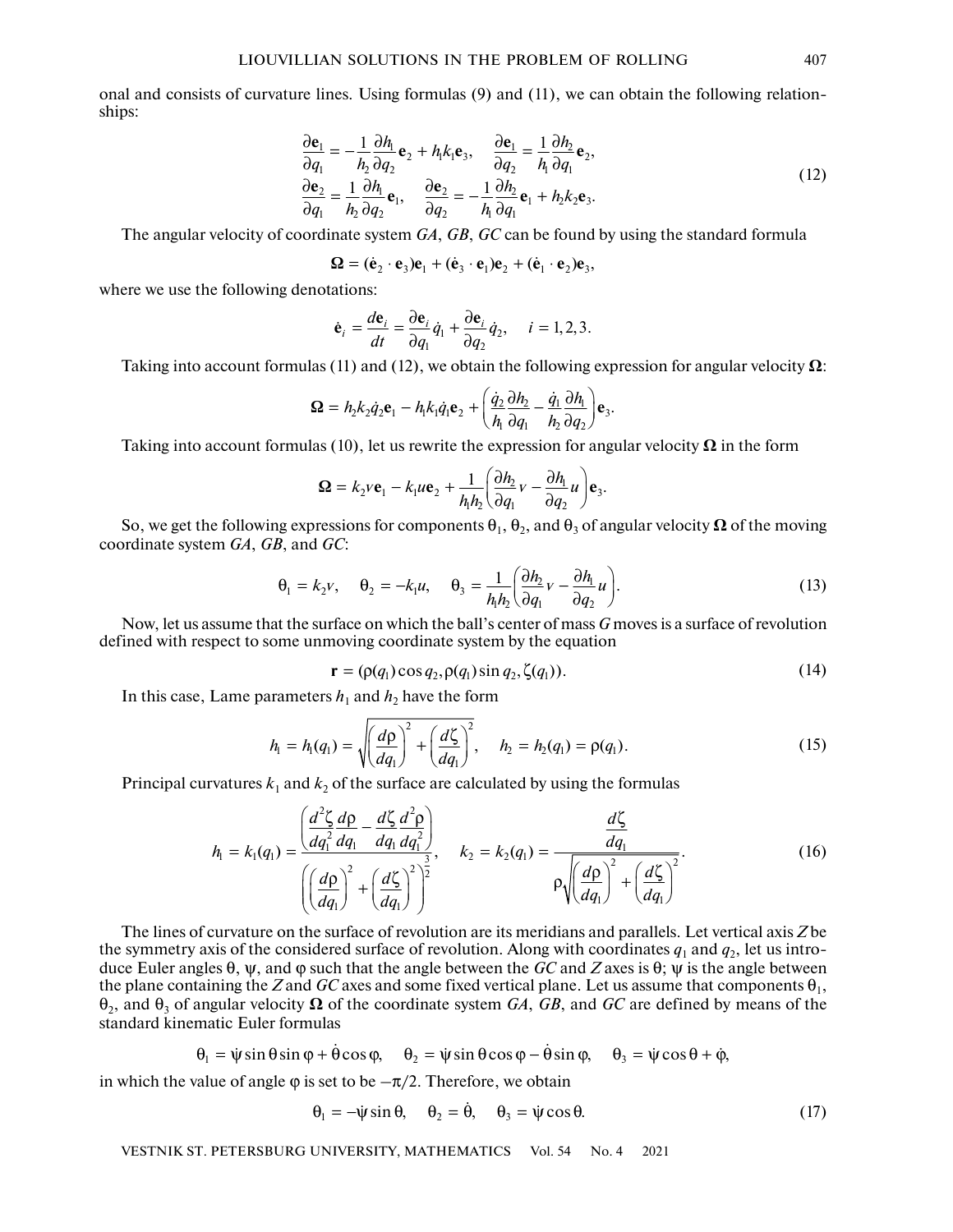onal and consists of curvature lines. Using formulas (9) and (11), we can obtain the following relationships:

$$\frac{\partial \mathbf{e}_1}{\partial q_1} = -\frac{1}{h_2}\frac{\partial h_1}{\partial q_2}\mathbf{e}_2 + h_1 k_1 \mathbf{e}_3, \quad \frac{\partial \mathbf{e}_1}{\partial q_2} = \frac{1}{h_1}\frac{\partial h_2}{\partial q_1}\mathbf{e}_2,$$
$$\frac{\partial \mathbf{e}_2}{\partial q_1} = \frac{1}{h_2}\frac{\partial h_1}{\partial q_2}\mathbf{e}_1, \quad \frac{\partial \mathbf{e}_2}{\partial q_2} = -\frac{1}{h_1}\frac{\partial h_2}{\partial q_1}\mathbf{e}_1 + h_2 k_2 \mathbf{e}_3. \tag{12}$$

The angular velocity of coordinate system *GA*, *GB*, *GC* can be found by using the standard formula

$$\mathbf{\Omega} = (\dot{\mathbf{e}}_2 \cdot \mathbf{e}_3)\mathbf{e}_1 + (\dot{\mathbf{e}}_3 \cdot \mathbf{e}_1)\mathbf{e}_2 + (\dot{\mathbf{e}}_1 \cdot \mathbf{e}_2)\mathbf{e}_3,$$

where we use the following denotations:

$$\dot{\mathbf{e}}_i = \frac{d\mathbf{e}_i}{dt} = \frac{\partial \mathbf{e}_i}{\partial q_1}\dot{q}_1 + \frac{\partial \mathbf{e}_i}{\partial q_2}\dot{q}_2, \quad i = 1, 2, 3.$$

Taking into account formulas (11) and (12), we obtain the following expression for angular velocity $\mathbf{\Omega}$:

$$\mathbf{\Omega} = h_2 k_2 \dot{q}_2 \mathbf{e}_1 - h_1 k_1 \dot{q}_1 \mathbf{e}_2 + \left(\frac{\dot{q}_2}{h_1}\frac{\partial h_2}{\partial q_1} - \frac{\dot{q}_1}{h_2}\frac{\partial h_1}{\partial q_2}\right)\mathbf{e}_3.$$

Taking into account formulas (10), let us rewrite the expression for angular velocity $\mathbf{\Omega}$ in the form

$$\mathbf{\Omega} = k_2 v \mathbf{e}_1 - k_1 u \mathbf{e}_2 + \frac{1}{h_1 h_2}\left(\frac{\partial h_2}{\partial q_1}v - \frac{\partial h_1}{\partial q_2}u\right)\mathbf{e}_3.$$

So, we get the following expressions for components $\theta_1$, $\theta_2$, and $\theta_3$ of angular velocity $\mathbf{\Omega}$ of the moving coordinate system *GA*, *GB*, and *GC*:

$$\theta_1 = k_2 v, \quad \theta_2 = -k_1 u, \quad \theta_3 = \frac{1}{h_1 h_2}\left(\frac{\partial h_2}{\partial q_1}v - \frac{\partial h_1}{\partial q_2}u\right). \tag{13}$$

Now, let us assume that the surface on which the ball's center of mass *G* moves is a surface of revolution defined with respect to some unmoving coordinate system by the equation

$$\mathbf{r} = (\rho(q_1)\cos q_2, \rho(q_1)\sin q_2, \zeta(q_1)). \tag{14}$$

In this case, Lame parameters $h_1$ and $h_2$ have the form

$$h_1 = h_1(q_1) = \sqrt{\left(\frac{d\rho}{dq_1}\right)^2 + \left(\frac{d\zeta}{dq_1}\right)^2}, \quad h_2 = h_2(q_1) = \rho(q_1). \tag{15}$$

Principal curvatures $k_1$ and $k_2$ of the surface are calculated by using the formulas

$$h_1 = k_1(q_1) = \frac{\left(\dfrac{d^2\zeta}{dq_1^2}\dfrac{d\rho}{dq_1} - \dfrac{d\zeta}{dq_1}\dfrac{d^2\rho}{dq_1^2}\right)}{\left(\left(\dfrac{d\rho}{dq_1}\right)^2 + \left(\dfrac{d\zeta}{dq_1}\right)^2\right)^{\frac{3}{2}}}, \quad k_2 = k_2(q_1) = \frac{\dfrac{d\zeta}{dq_1}}{\rho\sqrt{\left(\dfrac{d\rho}{dq_1}\right)^2 + \left(\dfrac{d\zeta}{dq_1}\right)^2}}. \tag{16}$$

The lines of curvature on the surface of revolution are its meridians and parallels. Let vertical axis *Z* be the symmetry axis of the considered surface of revolution. Along with coordinates $q_1$ and $q_2$, let us introduce Euler angles $\theta$, $\psi$, and $\varphi$ such that the angle between the *GC* and *Z* axes is $\theta$; $\psi$ is the angle between the plane containing the *Z* and *GC* axes and some fixed vertical plane. Let us assume that components $\theta_1$, $\theta_2$, and $\theta_3$ of angular velocity $\mathbf{\Omega}$ of the coordinate system *GA*, *GB*, and *GC* are defined by means of the standard kinematic Euler formulas

$$\theta_1 = \dot{\psi}\sin\theta\sin\varphi + \dot{\theta}\cos\varphi, \quad \theta_2 = \dot{\psi}\sin\theta\cos\varphi - \dot{\theta}\sin\varphi, \quad \theta_3 = \dot{\psi}\cos\theta + \dot{\varphi},$$

in which the value of angle $\varphi$ is set to be $-\pi/2$. Therefore, we obtain

$$\theta_1 = -\dot{\psi}\sin\theta, \quad \theta_2 = \dot{\theta}, \quad \theta_3 = \dot{\psi}\cos\theta. \tag{17}$$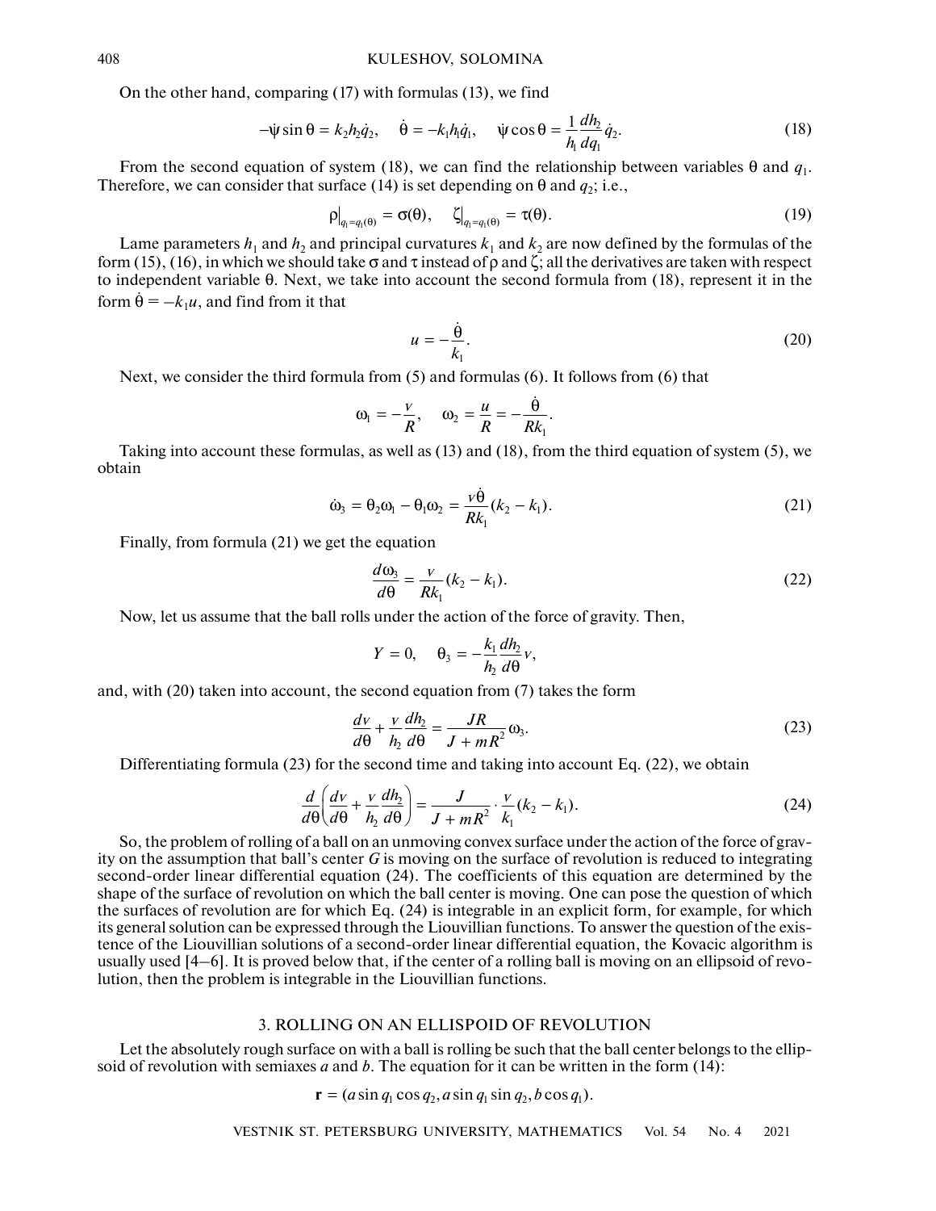On the other hand, comparing (17) with formulas (13), we find

$$-\dot{\psi}\sin\theta = k_2 h_2 \dot{q}_2, \quad \dot{\theta} = -k_1 h_1 \dot{q}_1, \quad \dot{\psi}\cos\theta = \frac{1}{h_1}\frac{dh_2}{dq_1}\dot{q}_2. \tag{18}$$

From the second equation of system (18), we can find the relationship between variables $\theta$ and $q_1$. Therefore, we can consider that surface (14) is set depending on $\theta$ and $q_2$; i.e.,

$$\rho\big|_{q_1 = q_1(\theta)} = \sigma(\theta), \quad \zeta\big|_{q_1 = q_1(\theta)} = \tau(\theta). \tag{19}$$

Lame parameters $h_1$ and $h_2$ and principal curvatures $k_1$ and $k_2$ are now defined by the formulas of the form (15), (16), in which we should take $\sigma$ and $\tau$ instead of $\rho$ and $\zeta$; all the derivatives are taken with respect to independent variable $\theta$. Next, we take into account the second formula from (18), represent it in the form $\dot{\theta} = -k_1 u$, and find from it that

$$u = -\frac{\dot{\theta}}{k_1}. \tag{20}$$

Next, we consider the third formula from (5) and formulas (6). It follows from (6) that

$$\omega_1 = -\frac{v}{R}, \quad \omega_2 = \frac{u}{R} = -\frac{\dot{\theta}}{Rk_1}.$$

Taking into account these formulas, as well as (13) and (18), from the third equation of system (5), we obtain

$$\dot{\omega}_3 = \theta_2\omega_1 - \theta_1\omega_2 = \frac{v\dot{\theta}}{Rk_1}(k_2 - k_1). \tag{21}$$

Finally, from formula (21) we get the equation

$$\frac{d\omega_3}{d\theta} = \frac{v}{Rk_1}(k_2 - k_1). \tag{22}$$

Now, let us assume that the ball rolls under the action of the force of gravity. Then,

$$Y = 0, \quad \theta_3 = -\frac{k_1}{h_2}\frac{dh_2}{d\theta}v,$$

and, with (20) taken into account, the second equation from (7) takes the form

$$\frac{dv}{d\theta} + \frac{v}{h_2}\frac{dh_2}{d\theta} = \frac{JR}{J + mR^2}\omega_3. \tag{23}$$

Differentiating formula (23) for the second time and taking into account Eq. (22), we obtain

$$\frac{d}{d\theta}\left(\frac{dv}{d\theta} + \frac{v}{h_2}\frac{dh_2}{d\theta}\right) = \frac{J}{J + mR^2}\cdot\frac{v}{k_1}(k_2 - k_1). \tag{24}$$

So, the problem of rolling of a ball on an unmoving convex surface under the action of the force of gravity on the assumption that ball's center $G$ is moving on the surface of revolution is reduced to integrating second-order linear differential equation (24). The coefficients of this equation are determined by the shape of the surface of revolution on which the ball center is moving. One can pose the question of which the surfaces of revolution are for which Eq. (24) is integrable in an explicit form, for example, for which its general solution can be expressed through the Liouvillian functions. To answer the question of the existence of the Liouvillian solutions of a second-order linear differential equation, the Kovacic algorithm is usually used [4–6]. It is proved below that, if the center of a rolling ball is moving on an ellipsoid of revolution, then the problem is integrable in the Liouvillian functions.

## 3. ROLLING ON AN ELLISPOID OF REVOLUTION

Let the absolutely rough surface on with a ball is rolling be such that the ball center belongs to the ellipsoid of revolution with semiaxes $a$ and $b$. The equation for it can be written in the form (14):

$$\mathbf{r} = (a\sin q_1\cos q_2, a\sin q_1\sin q_2, b\cos q_1).$$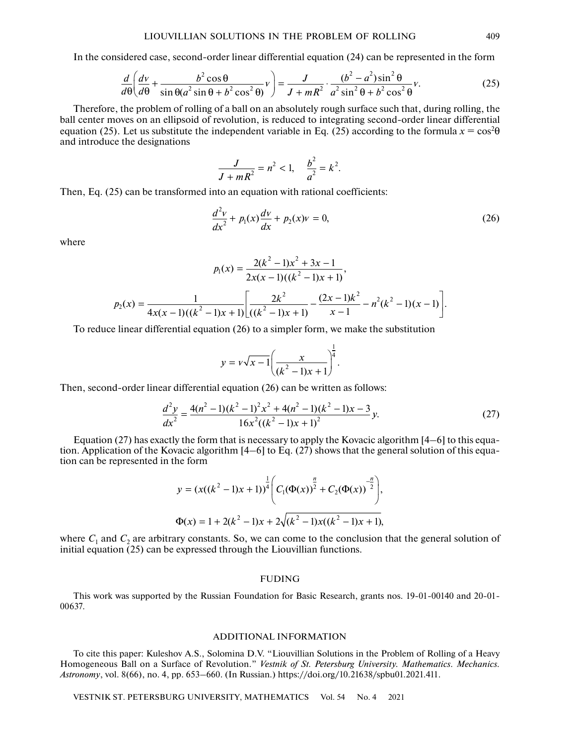In the considered case, second-order linear differential equation (24) can be represented in the form

$$\frac{d}{d\theta}\left(\frac{dv}{d\theta}+\frac{b^2\cos\theta}{\sin\theta(a^2\sin\theta+b^2\cos^2\theta)}v\right)=\frac{J}{J+mR^2}\cdot\frac{(b^2-a^2)\sin^2\theta}{a^2\sin^2\theta+b^2\cos^2\theta}v. \tag{25}$$

Therefore, the problem of rolling of a ball on an absolutely rough surface such that, during rolling, the ball center moves on an ellipsoid of revolution, is reduced to integrating second-order linear differential equation (25). Let us substitute the independent variable in Eq. (25) according to the formula $x = \cos^2\theta$ and introduce the designations

$$\frac{J}{J+mR^2}=n^2<1,\quad \frac{b^2}{a^2}=k^2.$$

Then, Eq. (25) can be transformed into an equation with rational coefficients:

$$\frac{d^2v}{dx^2}+p_1(x)\frac{dv}{dx}+p_2(x)v=0, \tag{26}$$

where

$$p_1(x)=\frac{2(k^2-1)x^2+3x-1}{2x(x-1)((k^2-1)x+1)},$$

$$p_2(x)=\frac{1}{4x(x-1)((k^2-1)x+1)}\left[\frac{2k^2}{((k^2-1)x+1)}-\frac{(2x-1)k^2}{x-1}-n^2(k^2-1)(x-1)\right].$$

To reduce linear differential equation (26) to a simpler form, we make the substitution

$$y=v\sqrt{x-1}\left(\frac{x}{(k^2-1)x+1}\right)^{\frac{1}{4}}.$$

Then, second-order linear differential equation (26) can be written as follows:

$$\frac{d^2y}{dx^2}=\frac{4(n^2-1)(k^2-1)^2x^2+4(n^2-1)(k^2-1)x-3}{16x^2((k^2-1)x+1)^2}y. \tag{27}$$

Equation (27) has exactly the form that is necessary to apply the Kovacic algorithm [4–6] to this equation. Application of the Kovacic algorithm [4–6] to Eq. (27) shows that the general solution of this equation can be represented in the form

$$y=(x((k^2-1)x+1))^{\frac{1}{4}}\left(C_1(\Phi(x))^{\frac{n}{2}}+C_2(\Phi(x))^{-\frac{n}{2}}\right),$$

$$\Phi(x)=1+2(k^2-1)x+2\sqrt{(k^2-1)x((k^2-1)x+1)},$$

where $C_1$ and $C_2$ are arbitrary constants. So, we can come to the conclusion that the general solution of initial equation (25) can be expressed through the Liouvillian functions.

## FUDING

This work was supported by the Russian Foundation for Basic Research, grants nos. 19-01-00140 and 20-01-00637.

## ADDITIONAL INFORMATION

To cite this paper: Kuleshov A.S., Solomina D.V. "Liouvillian Solutions in the Problem of Rolling of a Heavy Homogeneous Ball on a Surface of Revolution." *Vestnik of St. Petersburg University. Mathematics. Mechanics. Astronomy*, vol. 8(66), no. 4, pp. 653–660. (In Russian.) https://doi.org/10.21638/spbu01.2021.411.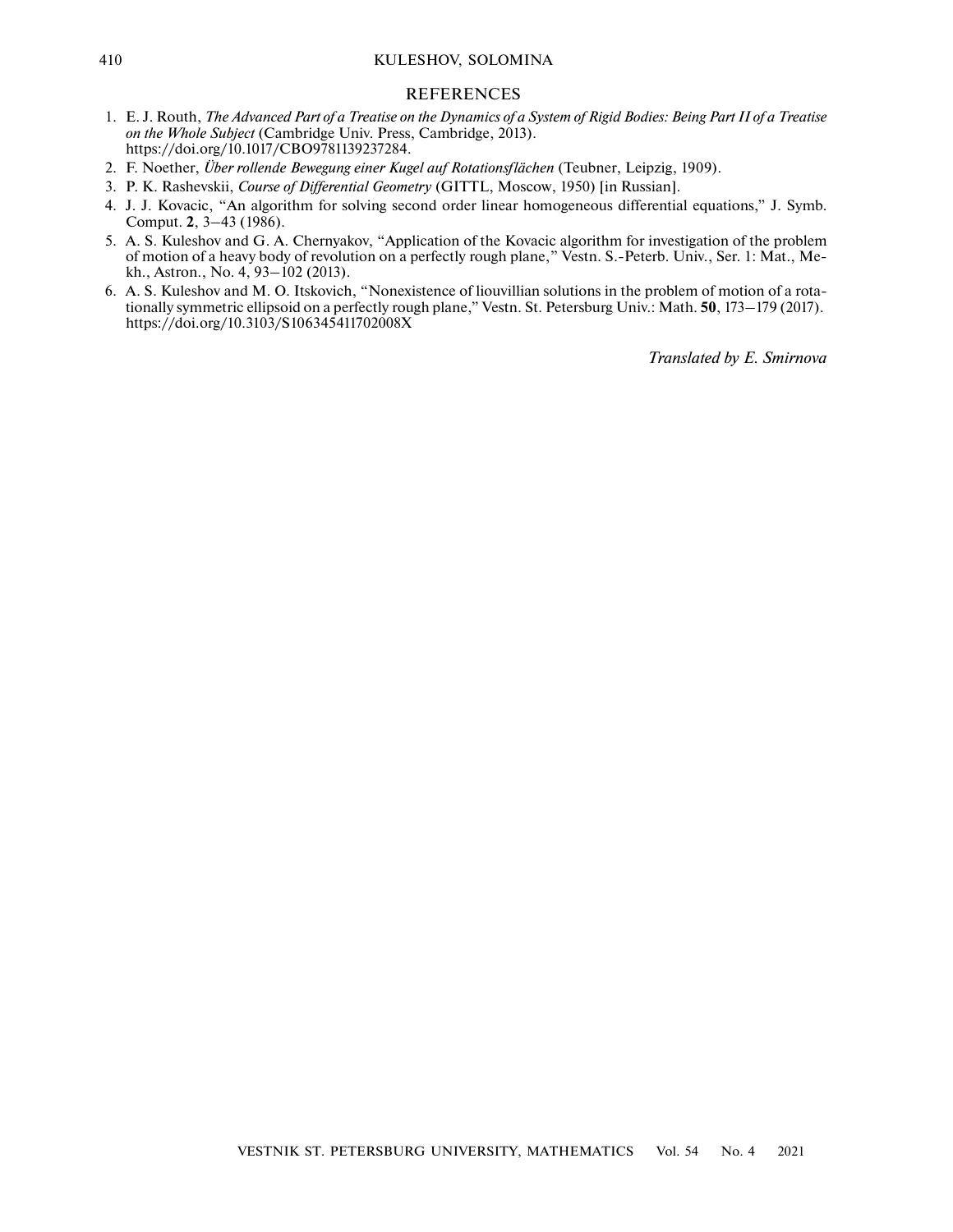## REFERENCES

1. E. J. Routh, *The Advanced Part of a Treatise on the Dynamics of a System of Rigid Bodies: Being Part II of a Treatise on the Whole Subject* (Cambridge Univ. Press, Cambridge, 2013). https://doi.org/10.1017/CBO9781139237284.
2. F. Noether, *Über rollende Bewegung einer Kugel auf Rotationsflächen* (Teubner, Leipzig, 1909).
3. P. K. Rashevskii, *Course of Differential Geometry* (GITTL, Moscow, 1950) [in Russian].
4. J. J. Kovacic, "An algorithm for solving second order linear homogeneous differential equations," J. Symb. Comput. **2**, 3–43 (1986).
5. A. S. Kuleshov and G. A. Chernyakov, "Application of the Kovacic algorithm for investigation of the problem of motion of a heavy body of revolution on a perfectly rough plane," Vestn. S.-Peterb. Univ., Ser. 1: Mat., Mekh., Astron., No. 4, 93–102 (2013).
6. A. S. Kuleshov and M. O. Itskovich, "Nonexistence of liouvillian solutions in the problem of motion of a rotationally symmetric ellipsoid on a perfectly rough plane," Vestn. St. Petersburg Univ.: Math. **50**, 173–179 (2017). https://doi.org/10.3103/S106345411702008X

*Translated by E. Smirnova*